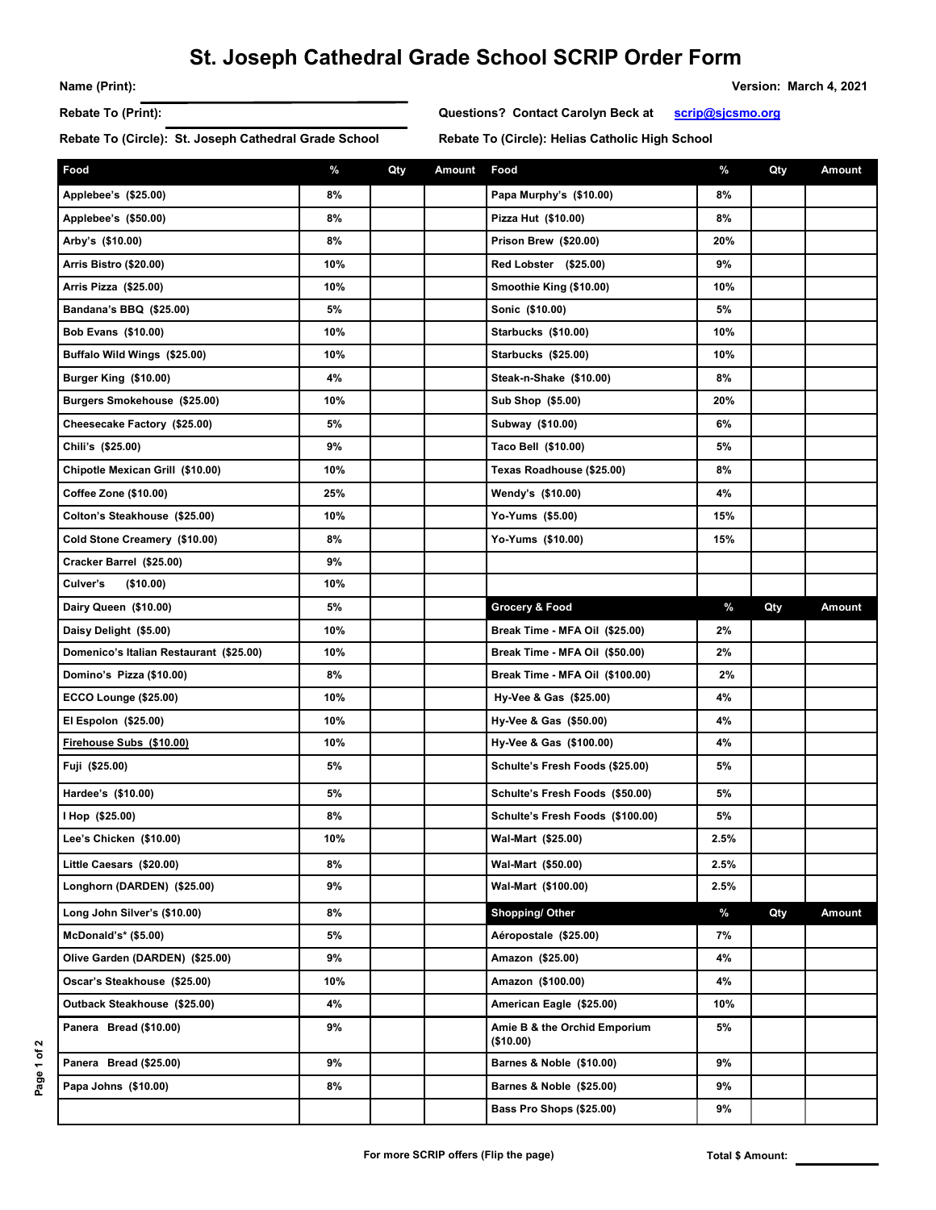# St. Joseph Cathedral Grade School SCRIP Order Form

**Name (Print):**

**Version: March 4, 2021**

**Rebate To (Print):**

**Questions? Contact Carolyn Beck at scrip@sjcsmo.org**

**Rebate To (Circle): St. Joseph Cathedral Grade School**

**Rebate To (Circle): Helias Catholic High School**

| Food | % | Qty | Amount |
|---|---|---|---|
| Applebee's ($25.00) | 8% | | |
| Applebee's ($50.00) | 8% | | |
| Arby's ($10.00) | 8% | | |
| Arris Bistro ($20.00) | 10% | | |
| Arris Pizza ($25.00) | 10% | | |
| Bandana's BBQ ($25.00) | 5% | | |
| Bob Evans ($10.00) | 10% | | |
| Buffalo Wild Wings ($25.00) | 10% | | |
| Burger King ($10.00) | 4% | | |
| Burgers Smokehouse ($25.00) | 10% | | |
| Cheesecake Factory ($25.00) | 5% | | |
| Chili's ($25.00) | 9% | | |
| Chipotle Mexican Grill ($10.00) | 10% | | |
| Coffee Zone ($10.00) | 25% | | |
| Colton's Steakhouse ($25.00) | 10% | | |
| Cold Stone Creamery ($10.00) | 8% | | |
| Cracker Barrel ($25.00) | 9% | | |
| Culver's ($10.00) | 10% | | |
| Dairy Queen ($10.00) | 5% | | |
| Daisy Delight ($5.00) | 10% | | |
| Domenico's Italian Restaurant ($25.00) | 10% | | |
| Domino's Pizza ($10.00) | 8% | | |
| ECCO Lounge ($25.00) | 10% | | |
| El Espolon ($25.00) | 10% | | |
| Firehouse Subs ($10.00) | 10% | | |
| Fuji ($25.00) | 5% | | |
| Hardee's ($10.00) | 5% | | |
| I Hop ($25.00) | 8% | | |
| Lee's Chicken ($10.00) | 10% | | |
| Little Caesars ($20.00) | 8% | | |
| Longhorn (DARDEN) ($25.00) | 9% | | |
| Long John Silver's ($10.00) | 8% | | |
| McDonald's* ($5.00) | 5% | | |
| Olive Garden (DARDEN) ($25.00) | 9% | | |
| Oscar's Steakhouse ($25.00) | 10% | | |
| Outback Steakhouse ($25.00) | 4% | | |
| Panera Bread ($10.00) | 9% | | |
| Panera Bread ($25.00) | 9% | | |
| Papa Johns ($10.00) | 8% | | |
| Papa Murphy's ($10.00) | 8% | | |
| Pizza Hut ($10.00) | 8% | | |
| Prison Brew ($20.00) | 20% | | |
| Red Lobster ($25.00) | 9% | | |
| Smoothie King ($10.00) | 10% | | |
| Sonic ($10.00) | 5% | | |
| Starbucks ($10.00) | 10% | | |
| Starbucks ($25.00) | 10% | | |
| Steak-n-Shake ($10.00) | 8% | | |
| Sub Shop ($5.00) | 20% | | |
| Subway ($10.00) | 6% | | |
| Taco Bell ($10.00) | 5% | | |
| Texas Roadhouse ($25.00) | 8% | | |
| Wendy's ($10.00) | 4% | | |
| Yo-Yums ($5.00) | 15% | | |
| Yo-Yums ($10.00) | 15% | | |

| Grocery & Food | % | Qty | Amount |
|---|---|---|---|
| Break Time - MFA Oil ($25.00) | 2% | | |
| Break Time - MFA Oil ($50.00) | 2% | | |
| Break Time - MFA Oil ($100.00) | 2% | | |
| Hy-Vee & Gas ($25.00) | 4% | | |
| Hy-Vee & Gas ($50.00) | 4% | | |
| Hy-Vee & Gas ($100.00) | 4% | | |
| Schulte's Fresh Foods ($25.00) | 5% | | |
| Schulte's Fresh Foods ($50.00) | 5% | | |
| Schulte's Fresh Foods ($100.00) | 5% | | |
| Wal-Mart ($25.00) | 2.5% | | |
| Wal-Mart ($50.00) | 2.5% | | |
| Wal-Mart ($100.00) | 2.5% | | |

| Shopping/ Other | % | Qty | Amount |
|---|---|---|---|
| Aéropostale ($25.00) | 7% | | |
| Amazon ($25.00) | 4% | | |
| Amazon ($100.00) | 4% | | |
| American Eagle ($25.00) | 10% | | |
| Amie B & the Orchid Emporium ($10.00) | 5% | | |
| Barnes & Noble ($10.00) | 9% | | |
| Barnes & Noble ($25.00) | 9% | | |
| Bass Pro Shops ($25.00) | 9% | | |

For more SCRIP offers (Flip the page)

**Total $ Amount:**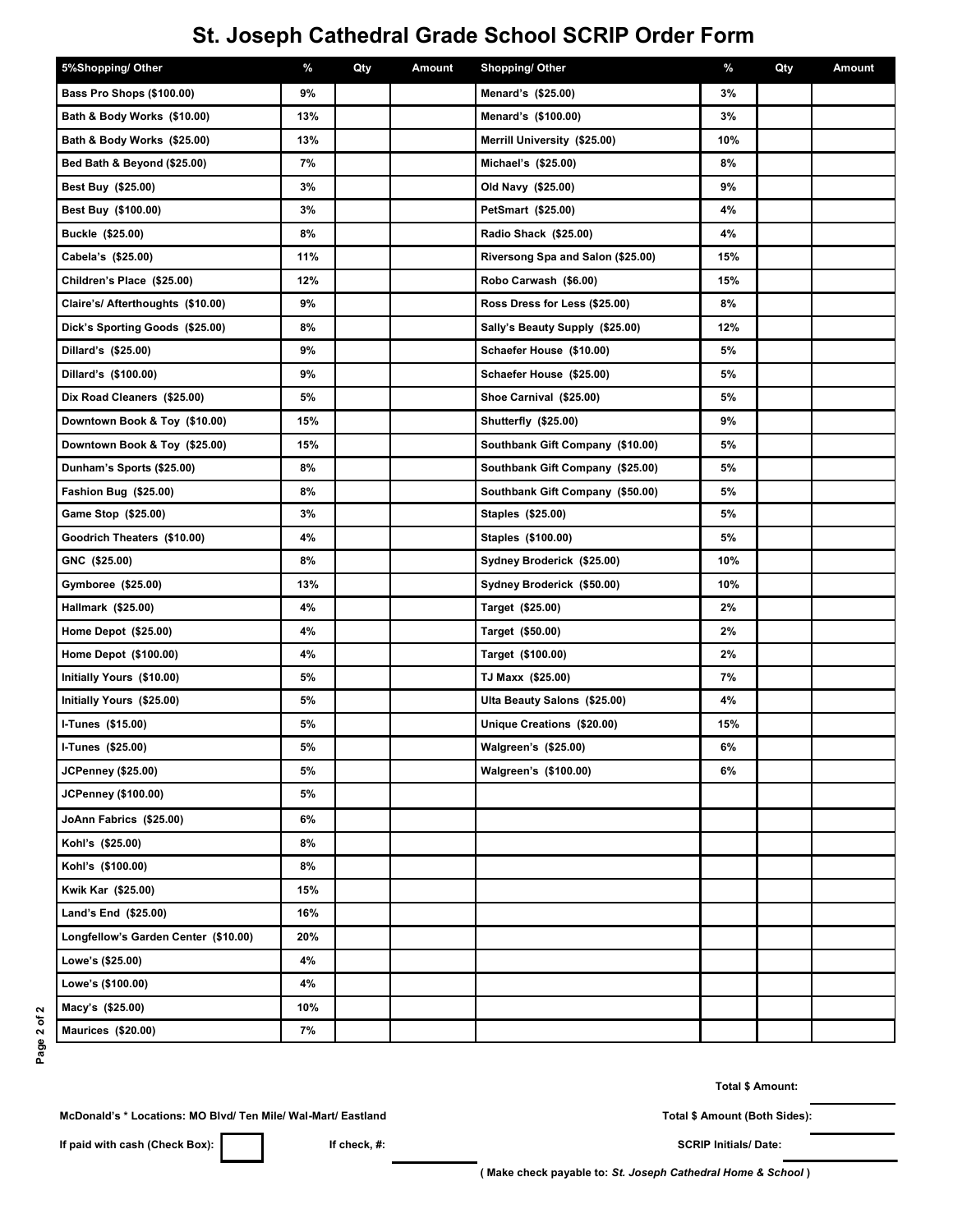# St. Joseph Cathedral Grade School SCRIP Order Form

| 5%Shopping/ Other | % | Qty | Amount | Shopping/ Other | % | Qty | Amount |
|---|---|---|---|---|---|---|---|
| Bass Pro Shops ($100.00) | 9% | | | Menard's ($25.00) | 3% | | |
| Bath & Body Works ($10.00) | 13% | | | Menard's ($100.00) | 3% | | |
| Bath & Body Works ($25.00) | 13% | | | Merrill University ($25.00) | 10% | | |
| Bed Bath & Beyond ($25.00) | 7% | | | Michael's ($25.00) | 8% | | |
| Best Buy ($25.00) | 3% | | | Old Navy ($25.00) | 9% | | |
| Best Buy ($100.00) | 3% | | | PetSmart ($25.00) | 4% | | |
| Buckle ($25.00) | 8% | | | Radio Shack ($25.00) | 4% | | |
| Cabela's ($25.00) | 11% | | | Riversong Spa and Salon ($25.00) | 15% | | |
| Children's Place ($25.00) | 12% | | | Robo Carwash ($6.00) | 15% | | |
| Claire's/ Afterthoughts ($10.00) | 9% | | | Ross Dress for Less ($25.00) | 8% | | |
| Dick's Sporting Goods ($25.00) | 8% | | | Sally's Beauty Supply ($25.00) | 12% | | |
| Dillard's ($25.00) | 9% | | | Schaefer House ($10.00) | 5% | | |
| Dillard's ($100.00) | 9% | | | Schaefer House ($25.00) | 5% | | |
| Dix Road Cleaners ($25.00) | 5% | | | Shoe Carnival ($25.00) | 5% | | |
| Downtown Book & Toy ($10.00) | 15% | | | Shutterfly ($25.00) | 9% | | |
| Downtown Book & Toy ($25.00) | 15% | | | Southbank Gift Company ($10.00) | 5% | | |
| Dunham's Sports ($25.00) | 8% | | | Southbank Gift Company ($25.00) | 5% | | |
| Fashion Bug ($25.00) | 8% | | | Southbank Gift Company ($50.00) | 5% | | |
| Game Stop ($25.00) | 3% | | | Staples ($25.00) | 5% | | |
| Goodrich Theaters ($10.00) | 4% | | | Staples ($100.00) | 5% | | |
| GNC ($25.00) | 8% | | | Sydney Broderick ($25.00) | 10% | | |
| Gymboree ($25.00) | 13% | | | Sydney Broderick ($50.00) | 10% | | |
| Hallmark ($25.00) | 4% | | | Target ($25.00) | 2% | | |
| Home Depot ($25.00) | 4% | | | Target ($50.00) | 2% | | |
| Home Depot ($100.00) | 4% | | | Target ($100.00) | 2% | | |
| Initially Yours ($10.00) | 5% | | | TJ Maxx ($25.00) | 7% | | |
| Initially Yours ($25.00) | 5% | | | Ulta Beauty Salons ($25.00) | 4% | | |
| I-Tunes ($15.00) | 5% | | | Unique Creations ($20.00) | 15% | | |
| I-Tunes ($25.00) | 5% | | | Walgreen's ($25.00) | 6% | | |
| JCPenney ($25.00) | 5% | | | Walgreen's ($100.00) | 6% | | |
| JCPenney ($100.00) | 5% | | | | | | |
| JoAnn Fabrics ($25.00) | 6% | | | | | | |
| Kohl's ($25.00) | 8% | | | | | | |
| Kohl's ($100.00) | 8% | | | | | | |
| Kwik Kar ($25.00) | 15% | | | | | | |
| Land's End ($25.00) | 16% | | | | | | |
| Longfellow's Garden Center ($10.00) | 20% | | | | | | |
| Lowe's ($25.00) | 4% | | | | | | |
| Lowe's ($100.00) | 4% | | | | | | |
| Macy's ($25.00) | 10% | | | | | | |
| Maurices ($20.00) | 7% | | | | | | |

**Total $ Amount:** ____________

**McDonald's * Locations: MO Blvd/ Ten Mile/ Wal-Mart/ Eastland**

**Total $ Amount (Both Sides):** ____________

**If paid with cash (Check Box):** ☐ **If check, #:** ____________

**SCRIP Initials/ Date:** ____________

**( Make check payable to:** ***St. Joseph Cathedral Home & School*** **)**